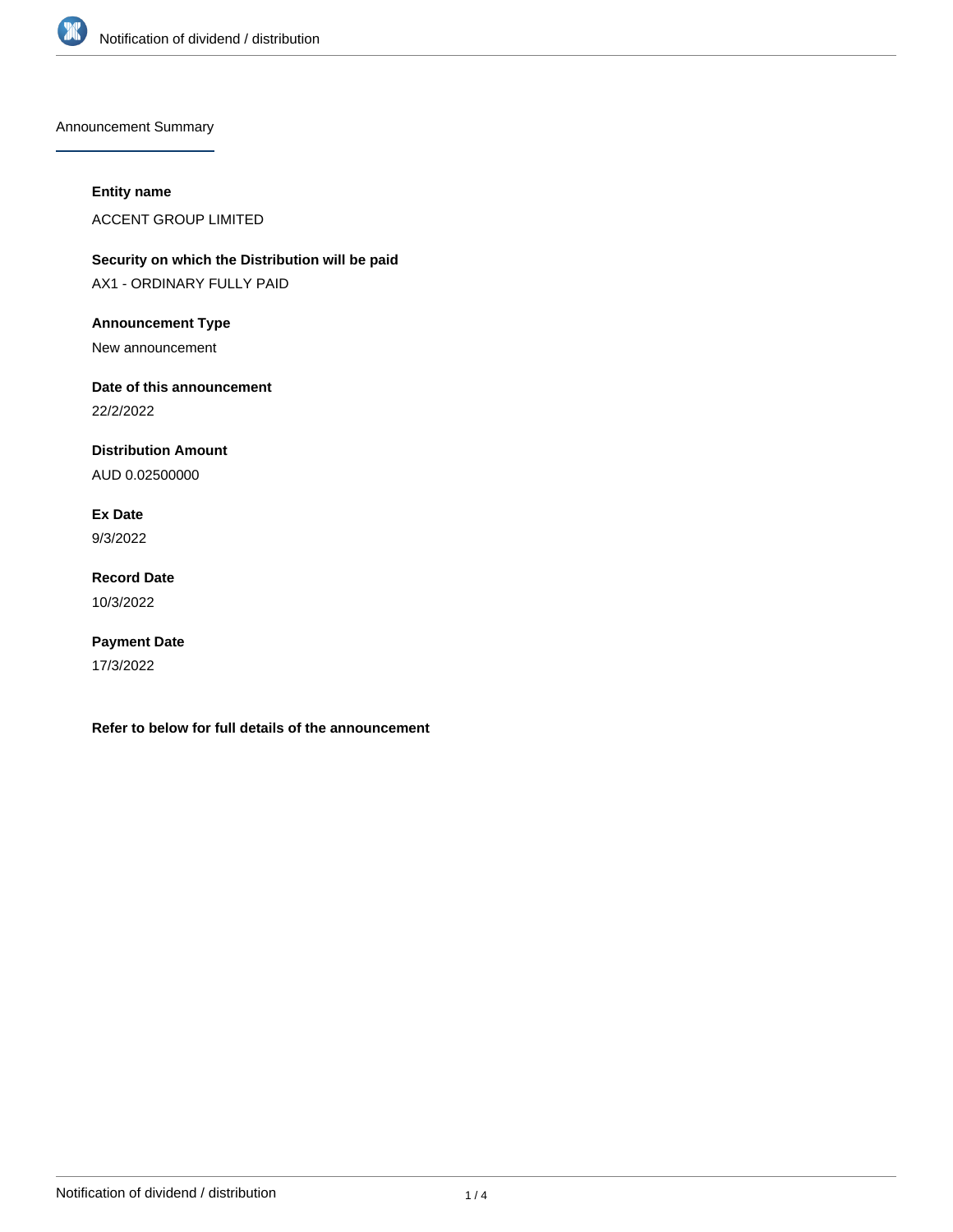## Announcement Summary

**Entity name**

ACCENT GROUP LIMITED

**Security on which the Distribution will be paid**

AX1 - ORDINARY FULLY PAID

**Announcement Type**

New announcement

**Date of this announcement**

22/2/2022

**Distribution Amount**

AUD 0.02500000

**Ex Date**

9/3/2022

**Record Date**

10/3/2022

**Payment Date**

17/3/2022

**Refer to below for full details of the announcement**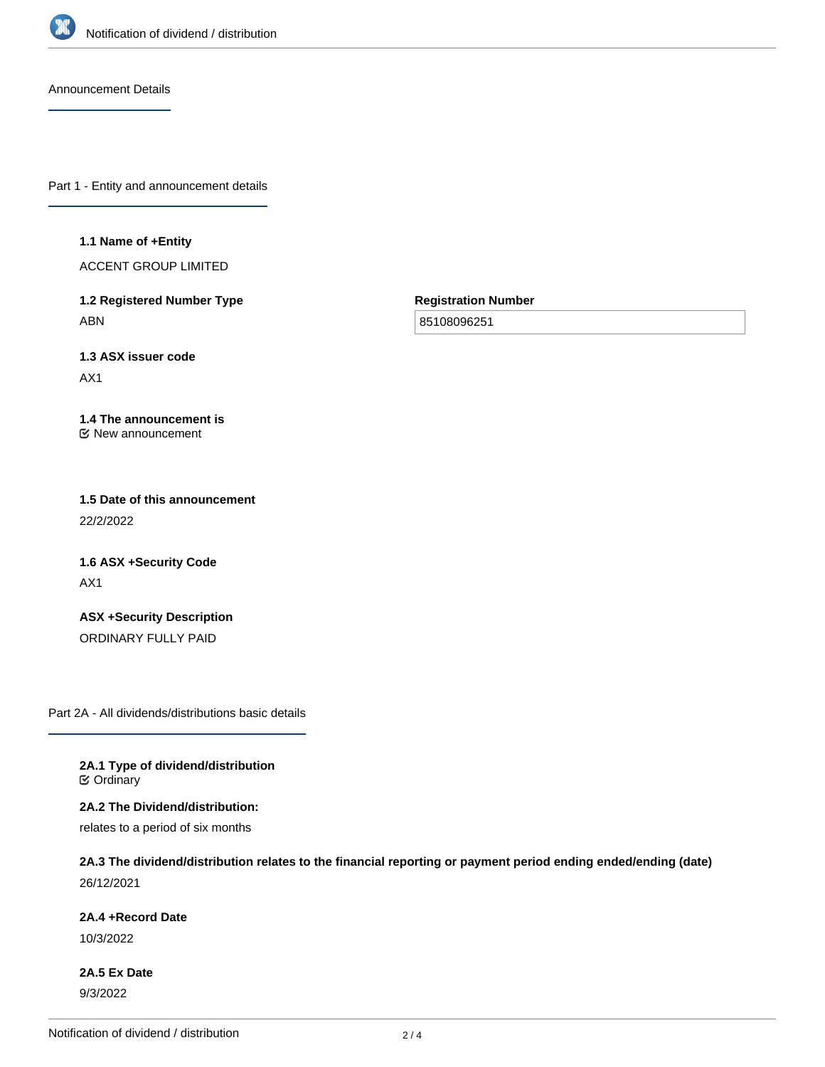## Announcement Details

### Part 1 - Entity and announcement details

**1.1 Name of +Entity**

ACCENT GROUP LIMITED

**1.2 Registered Number Type**

ABN

**Registration Number**

85108096251

**1.3 ASX issuer code**

AX1

**1.4 The announcement is**

New announcement

**1.5 Date of this announcement**

22/2/2022

**1.6 ASX +Security Code**

AX1

**ASX +Security Description**

ORDINARY FULLY PAID

### Part 2A - All dividends/distributions basic details

**2A.1 Type of dividend/distribution**

Ordinary

**2A.2 The Dividend/distribution:**

relates to a period of six months

**2A.3 The dividend/distribution relates to the financial reporting or payment period ending ended/ending (date)**

26/12/2021

**2A.4 +Record Date**

10/3/2022

**2A.5 Ex Date**

9/3/2022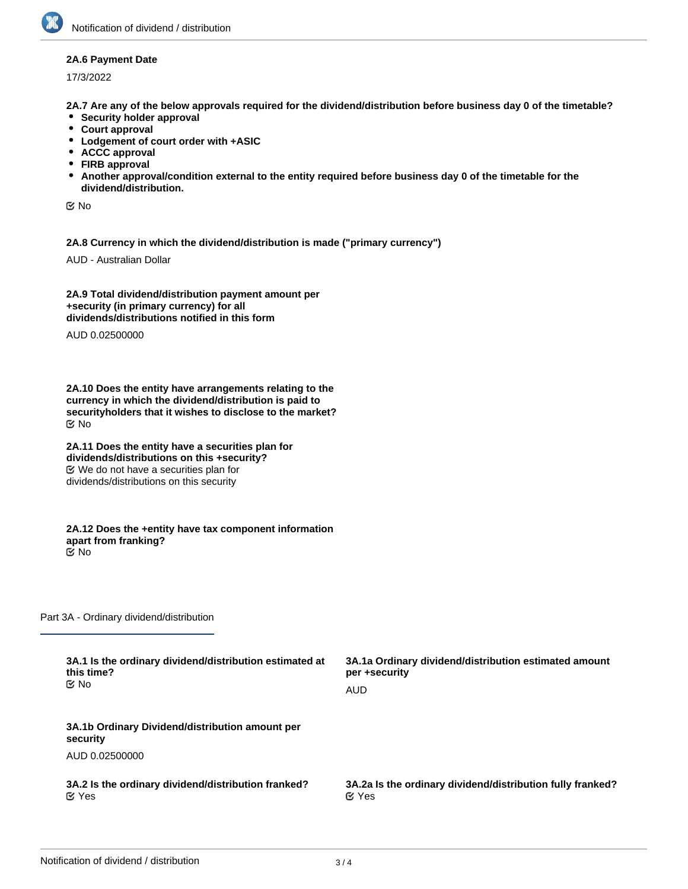**2A.6 Payment Date**

17/3/2022

**2A.7 Are any of the below approvals required for the dividend/distribution before business day 0 of the timetable?**

- **Security holder approval**
- **Court approval**
- **Lodgement of court order with +ASIC**
- **ACCC approval**
- **FIRB approval**
- **Another approval/condition external to the entity required before business day 0 of the timetable for the dividend/distribution.**

☑ No

**2A.8 Currency in which the dividend/distribution is made ("primary currency")**

AUD - Australian Dollar

**2A.9 Total dividend/distribution payment amount per +security (in primary currency) for all dividends/distributions notified in this form**

AUD 0.02500000

**2A.10 Does the entity have arrangements relating to the currency in which the dividend/distribution is paid to securityholders that it wishes to disclose to the market?**

☑ No

**2A.11 Does the entity have a securities plan for dividends/distributions on this +security?**

☑ We do not have a securities plan for dividends/distributions on this security

**2A.12 Does the +entity have tax component information apart from franking?**

☑ No

## Part 3A - Ordinary dividend/distribution

**3A.1 Is the ordinary dividend/distribution estimated at this time?**

☑ No

**3A.1a Ordinary dividend/distribution estimated amount per +security**

AUD

**3A.1b Ordinary Dividend/distribution amount per security**

AUD 0.02500000

**3A.2 Is the ordinary dividend/distribution franked?**

☑ Yes

**3A.2a Is the ordinary dividend/distribution fully franked?**

☑ Yes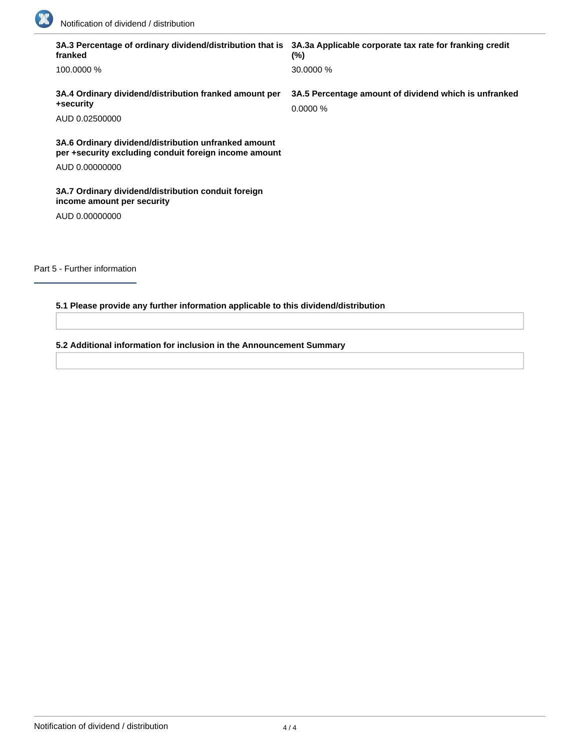**3A.3 Percentage of ordinary dividend/distribution that is franked**

100.0000 %

**3A.3a Applicable corporate tax rate for franking credit (%)**

30.0000 %

**3A.4 Ordinary dividend/distribution franked amount per +security**

AUD 0.02500000

**3A.5 Percentage amount of dividend which is unfranked**

0.0000 %

**3A.6 Ordinary dividend/distribution unfranked amount per +security excluding conduit foreign income amount**

AUD 0.00000000

**3A.7 Ordinary dividend/distribution conduit foreign income amount per security**

AUD 0.00000000

## Part 5 - Further information

**5.1 Please provide any further information applicable to this dividend/distribution**

**5.2 Additional information for inclusion in the Announcement Summary**